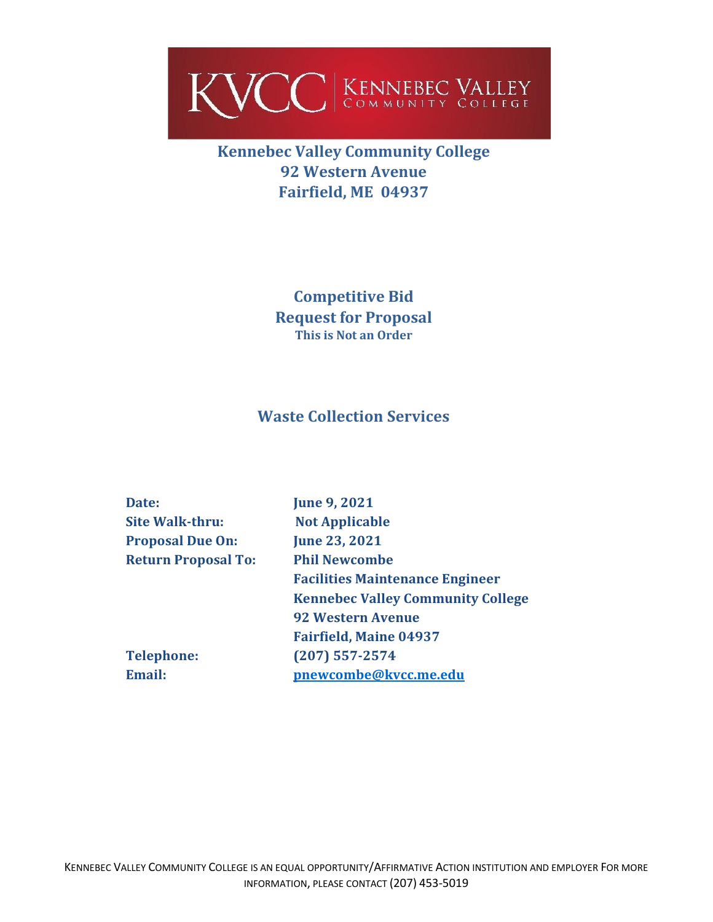KVCC | KENNEBEC VALLEY COMMUNITY COLLEGE

# Kennebec Valley Community College
## 92 Western Avenue
## Fairfield, ME 04937

## Competitive Bid
## Request for Proposal
**This is Not an Order**

## Waste Collection Services

| | |
|---|---|
| **Date:** | **June 9, 2021** |
| **Site Walk-thru:** | **Not Applicable** |
| **Proposal Due On:** | **June 23, 2021** |
| **Return Proposal To:** | **Phil Newcombe** |
| | **Facilities Maintenance Engineer** |
| | **Kennebec Valley Community College** |
| | **92 Western Avenue** |
| | **Fairfield, Maine 04937** |
| **Telephone:** | **(207) 557-2574** |
| **Email:** | **pnewcombe@kvcc.me.edu** |

KENNEBEC VALLEY COMMUNITY COLLEGE IS AN EQUAL OPPORTUNITY/AFFIRMATIVE ACTION INSTITUTION AND EMPLOYER FOR MORE INFORMATION, PLEASE CONTACT (207) 453-5019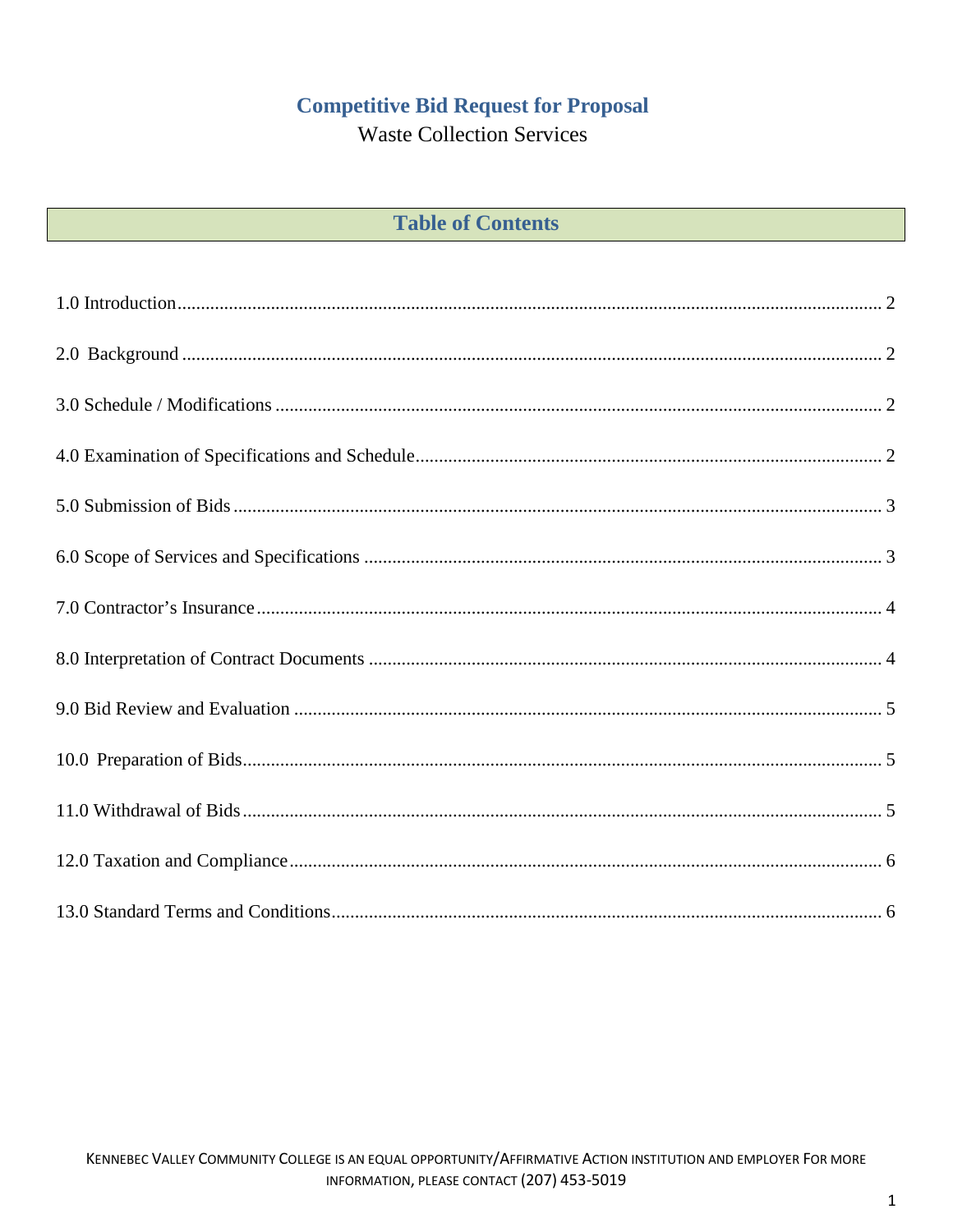# Competitive Bid Request for Proposal

Waste Collection Services

## Table of Contents

1.0 Introduction ........................................................ 2

2.0 Background ........................................................ 2

3.0 Schedule / Modifications ........................................................ 2

4.0 Examination of Specifications and Schedule ........................................................ 2

5.0 Submission of Bids ........................................................ 3

6.0 Scope of Services and Specifications ........................................................ 3

7.0 Contractor's Insurance ........................................................ 4

8.0 Interpretation of Contract Documents ........................................................ 4

9.0 Bid Review and Evaluation ........................................................ 5

10.0 Preparation of Bids ........................................................ 5

11.0 Withdrawal of Bids ........................................................ 5

12.0 Taxation and Compliance ........................................................ 6

13.0 Standard Terms and Conditions ........................................................ 6

KENNEBEC VALLEY COMMUNITY COLLEGE IS AN EQUAL OPPORTUNITY/AFFIRMATIVE ACTION INSTITUTION AND EMPLOYER FOR MORE INFORMATION, PLEASE CONTACT (207) 453-5019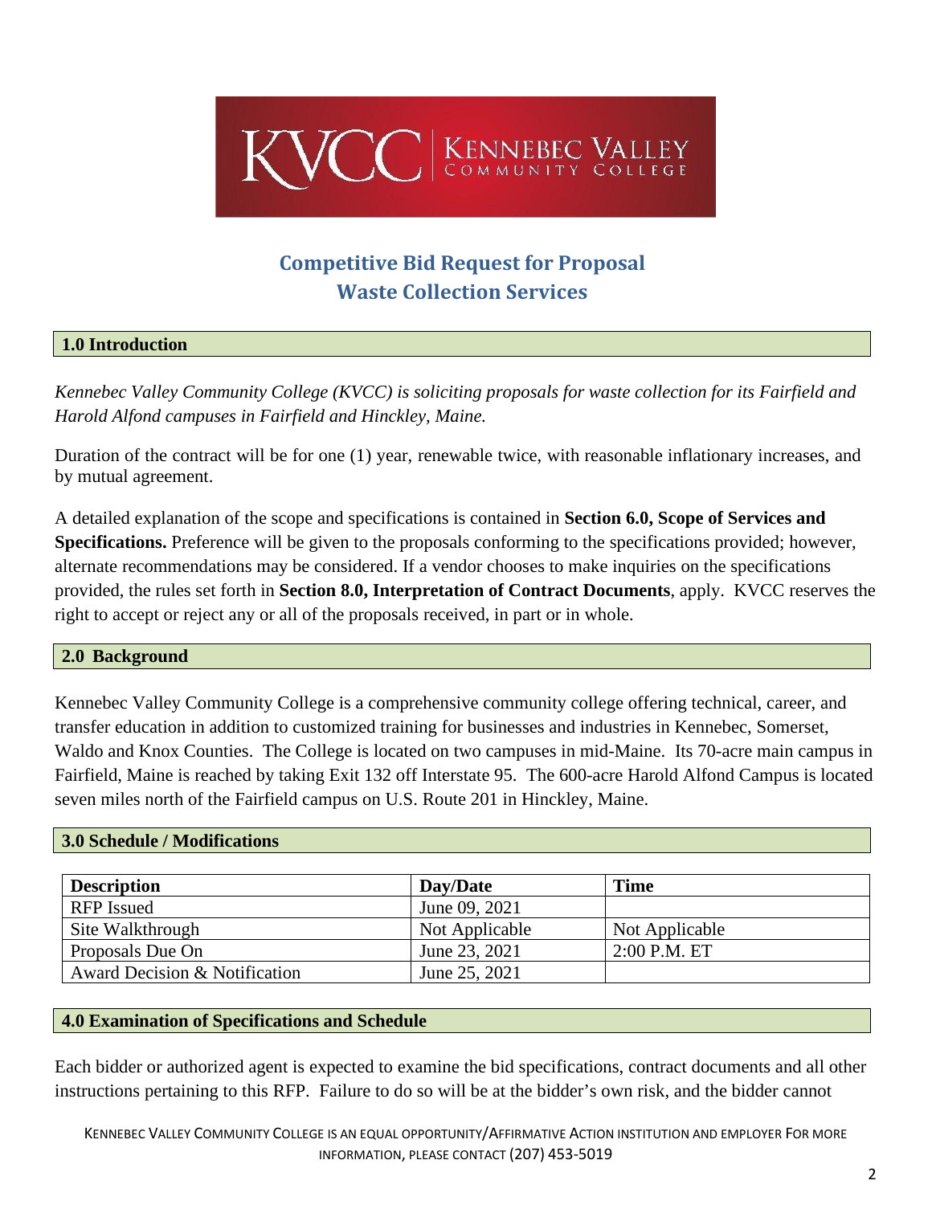# Competitive Bid Request for Proposal
# Waste Collection Services

## 1.0 Introduction

*Kennebec Valley Community College (KVCC) is soliciting proposals for waste collection for its Fairfield and Harold Alfond campuses in Fairfield and Hinckley, Maine.*

Duration of the contract will be for one (1) year, renewable twice, with reasonable inflationary increases, and by mutual agreement.

A detailed explanation of the scope and specifications is contained in **Section 6.0, Scope of Services and Specifications.** Preference will be given to the proposals conforming to the specifications provided; however, alternate recommendations may be considered. If a vendor chooses to make inquiries on the specifications provided, the rules set forth in **Section 8.0, Interpretation of Contract Documents**, apply. KVCC reserves the right to accept or reject any or all of the proposals received, in part or in whole.

## 2.0 Background

Kennebec Valley Community College is a comprehensive community college offering technical, career, and transfer education in addition to customized training for businesses and industries in Kennebec, Somerset, Waldo and Knox Counties. The College is located on two campuses in mid-Maine. Its 70-acre main campus in Fairfield, Maine is reached by taking Exit 132 off Interstate 95. The 600-acre Harold Alfond Campus is located seven miles north of the Fairfield campus on U.S. Route 201 in Hinckley, Maine.

## 3.0 Schedule / Modifications

| Description | Day/Date | Time |
|---|---|---|
| RFP Issued | June 09, 2021 | |
| Site Walkthrough | Not Applicable | Not Applicable |
| Proposals Due On | June 23, 2021 | 2:00 P.M. ET |
| Award Decision & Notification | June 25, 2021 | |

## 4.0 Examination of Specifications and Schedule

Each bidder or authorized agent is expected to examine the bid specifications, contract documents and all other instructions pertaining to this RFP. Failure to do so will be at the bidder's own risk, and the bidder cannot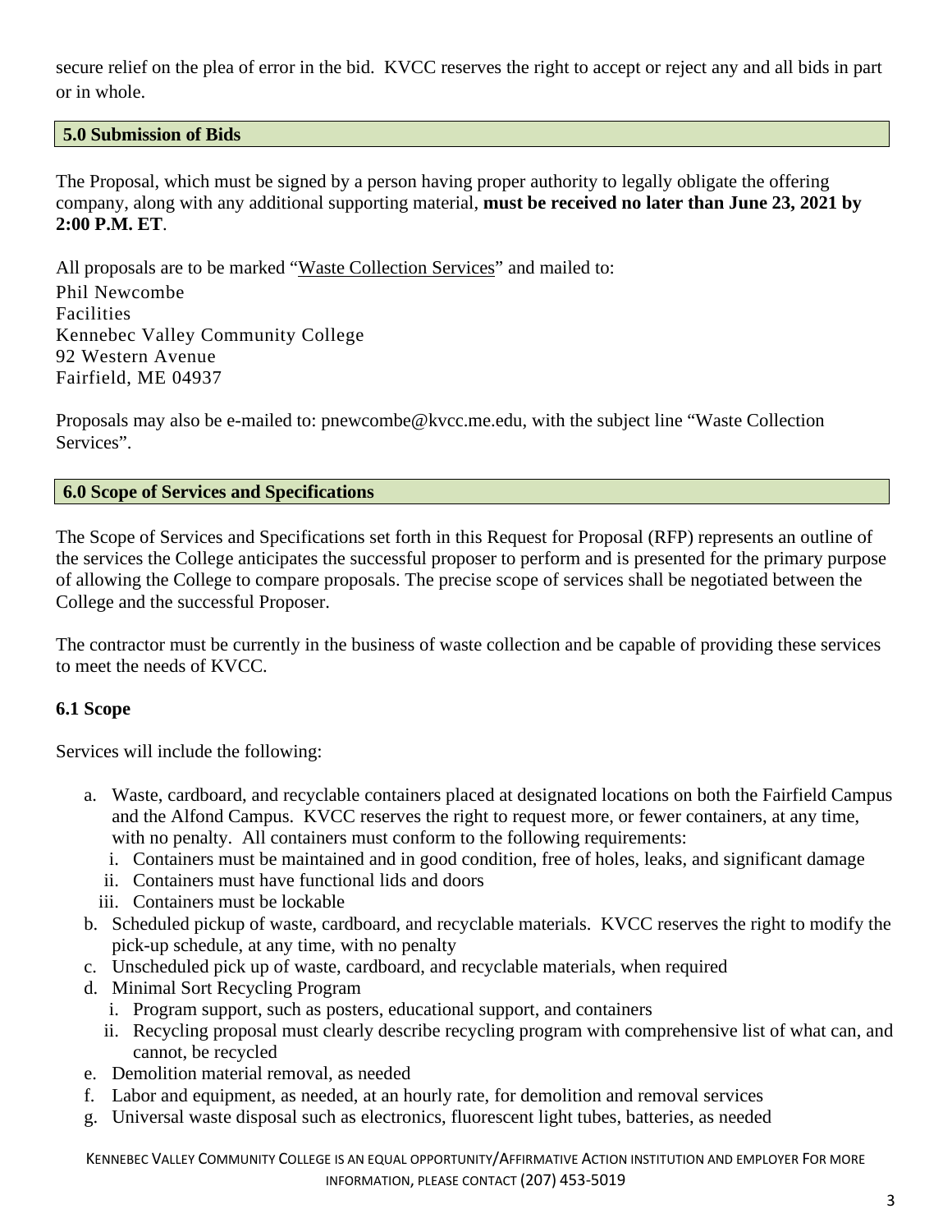secure relief on the plea of error in the bid. KVCC reserves the right to accept or reject any and all bids in part or in whole.

## 5.0 Submission of Bids

The Proposal, which must be signed by a person having proper authority to legally obligate the offering company, along with any additional supporting material, **must be received no later than June 23, 2021 by 2:00 P.M. ET**.

All proposals are to be marked "Waste Collection Services" and mailed to:
Phil Newcombe
Facilities
Kennebec Valley Community College
92 Western Avenue
Fairfield, ME 04937

Proposals may also be e-mailed to: pnewcombe@kvcc.me.edu, with the subject line "Waste Collection Services".

## 6.0 Scope of Services and Specifications

The Scope of Services and Specifications set forth in this Request for Proposal (RFP) represents an outline of the services the College anticipates the successful proposer to perform and is presented for the primary purpose of allowing the College to compare proposals. The precise scope of services shall be negotiated between the College and the successful Proposer.

The contractor must be currently in the business of waste collection and be capable of providing these services to meet the needs of KVCC.

### 6.1 Scope

Services will include the following:

a. Waste, cardboard, and recyclable containers placed at designated locations on both the Fairfield Campus and the Alfond Campus. KVCC reserves the right to request more, or fewer containers, at any time, with no penalty. All containers must conform to the following requirements:
   i. Containers must be maintained and in good condition, free of holes, leaks, and significant damage
   ii. Containers must have functional lids and doors
   iii. Containers must be lockable
b. Scheduled pickup of waste, cardboard, and recyclable materials. KVCC reserves the right to modify the pick-up schedule, at any time, with no penalty
c. Unscheduled pick up of waste, cardboard, and recyclable materials, when required
d. Minimal Sort Recycling Program
   i. Program support, such as posters, educational support, and containers
   ii. Recycling proposal must clearly describe recycling program with comprehensive list of what can, and cannot, be recycled
e. Demolition material removal, as needed
f. Labor and equipment, as needed, at an hourly rate, for demolition and removal services
g. Universal waste disposal such as electronics, fluorescent light tubes, batteries, as needed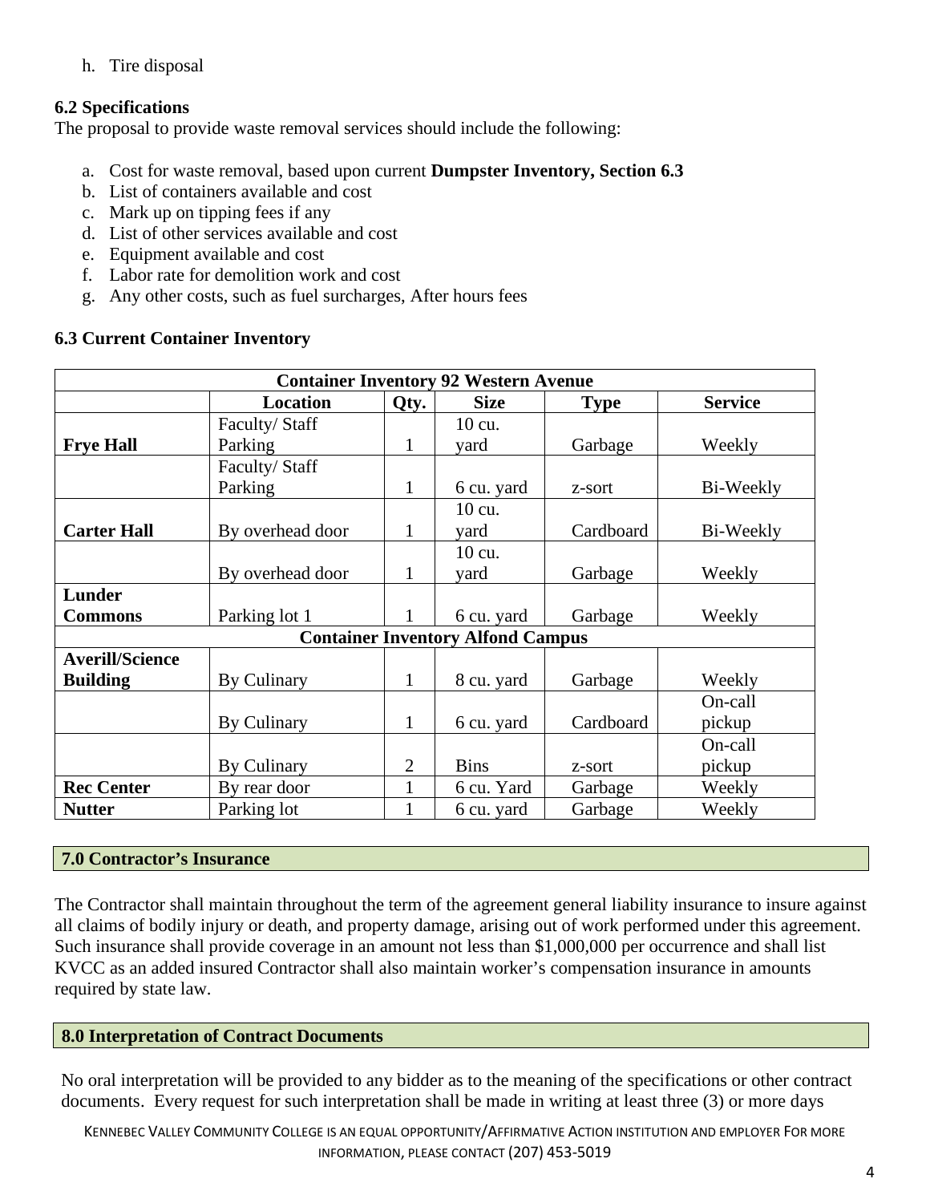h. Tire disposal

**6.2 Specifications**
The proposal to provide waste removal services should include the following:

a. Cost for waste removal, based upon current **Dumpster Inventory, Section 6.3**
b. List of containers available and cost
c. Mark up on tipping fees if any
d. List of other services available and cost
e. Equipment available and cost
f. Labor rate for demolition work and cost
g. Any other costs, such as fuel surcharges, After hours fees

**6.3 Current Container Inventory**

| **Container Inventory 92 Western Avenue** | | | | | |
|---|---|---|---|---|---|
| | **Location** | **Qty.** | **Size** | **Type** | **Service** |
| **Frye Hall** | Faculty/ Staff Parking | 1 | 10 cu. yard | Garbage | Weekly |
| | Faculty/ Staff Parking | 1 | 6 cu. yard | z-sort | Bi-Weekly |
| **Carter Hall** | By overhead door | 1 | 10 cu. yard | Cardboard | Bi-Weekly |
| | By overhead door | 1 | 10 cu. yard | Garbage | Weekly |
| **Lunder Commons** | Parking lot 1 | 1 | 6 cu. yard | Garbage | Weekly |
| **Container Inventory Alfond Campus** | | | | | |
| **Averill/Science Building** | By Culinary | 1 | 8 cu. yard | Garbage | Weekly |
| | By Culinary | 1 | 6 cu. yard | Cardboard | On-call pickup |
| | By Culinary | 2 | Bins | z-sort | On-call pickup |
| **Rec Center** | By rear door | 1 | 6 cu. Yard | Garbage | Weekly |
| **Nutter** | Parking lot | 1 | 6 cu. yard | Garbage | Weekly |

## 7.0 Contractor's Insurance

The Contractor shall maintain throughout the term of the agreement general liability insurance to insure against all claims of bodily injury or death, and property damage, arising out of work performed under this agreement. Such insurance shall provide coverage in an amount not less than $1,000,000 per occurrence and shall list KVCC as an added insured Contractor shall also maintain worker's compensation insurance in amounts required by state law.

## 8.0 Interpretation of Contract Documents

No oral interpretation will be provided to any bidder as to the meaning of the specifications or other contract documents. Every request for such interpretation shall be made in writing at least three (3) or more days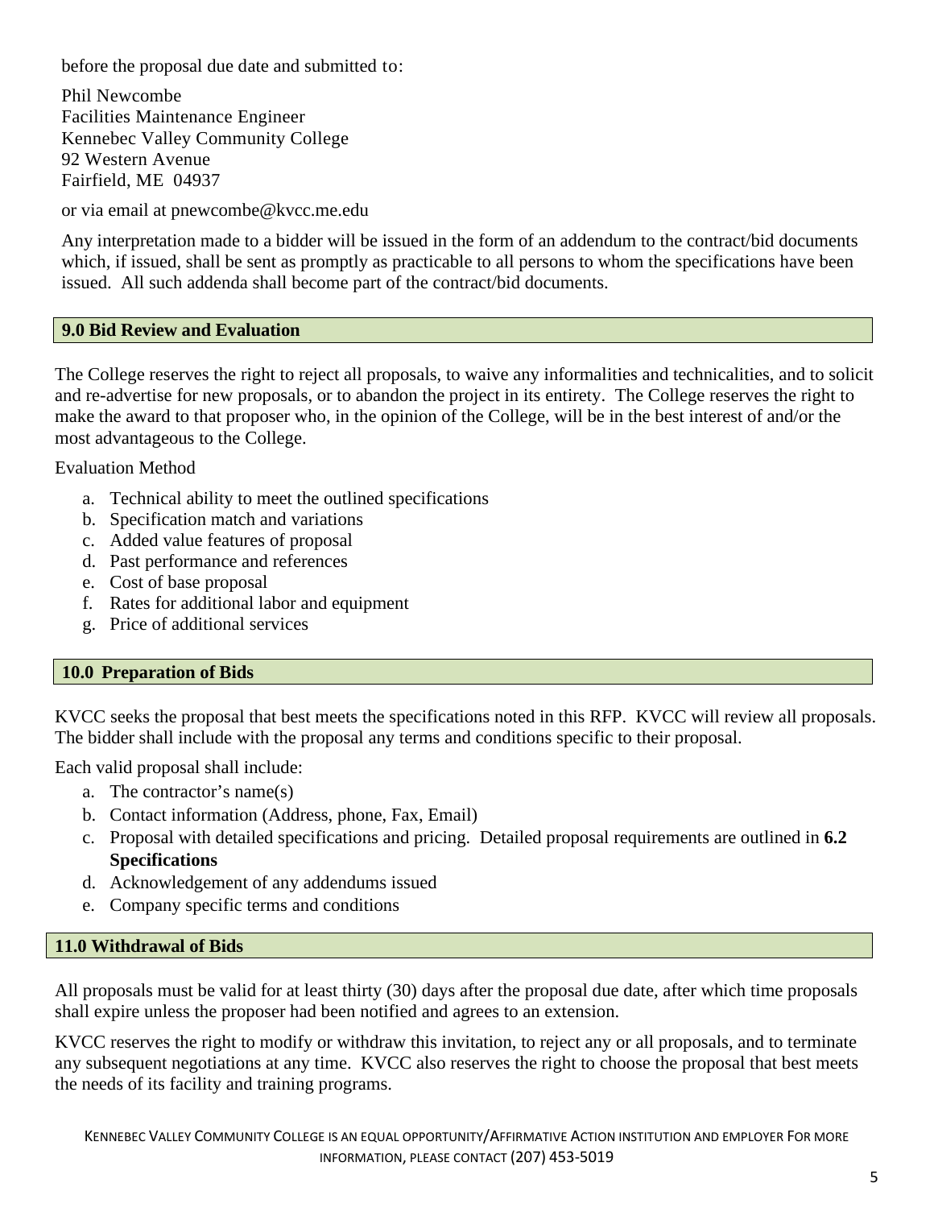before the proposal due date and submitted to:

Phil Newcombe
Facilities Maintenance Engineer
Kennebec Valley Community College
92 Western Avenue
Fairfield, ME 04937

or via email at pnewcombe@kvcc.me.edu

Any interpretation made to a bidder will be issued in the form of an addendum to the contract/bid documents which, if issued, shall be sent as promptly as practicable to all persons to whom the specifications have been issued. All such addenda shall become part of the contract/bid documents.

## 9.0 Bid Review and Evaluation

The College reserves the right to reject all proposals, to waive any informalities and technicalities, and to solicit and re-advertise for new proposals, or to abandon the project in its entirety. The College reserves the right to make the award to that proposer who, in the opinion of the College, will be in the best interest of and/or the most advantageous to the College.

Evaluation Method

a. Technical ability to meet the outlined specifications
b. Specification match and variations
c. Added value features of proposal
d. Past performance and references
e. Cost of base proposal
f. Rates for additional labor and equipment
g. Price of additional services

## 10.0 Preparation of Bids

KVCC seeks the proposal that best meets the specifications noted in this RFP. KVCC will review all proposals. The bidder shall include with the proposal any terms and conditions specific to their proposal.

Each valid proposal shall include:

a. The contractor's name(s)
b. Contact information (Address, phone, Fax, Email)
c. Proposal with detailed specifications and pricing. Detailed proposal requirements are outlined in **6.2 Specifications**
d. Acknowledgement of any addendums issued
e. Company specific terms and conditions

## 11.0 Withdrawal of Bids

All proposals must be valid for at least thirty (30) days after the proposal due date, after which time proposals shall expire unless the proposer had been notified and agrees to an extension.

KVCC reserves the right to modify or withdraw this invitation, to reject any or all proposals, and to terminate any subsequent negotiations at any time. KVCC also reserves the right to choose the proposal that best meets the needs of its facility and training programs.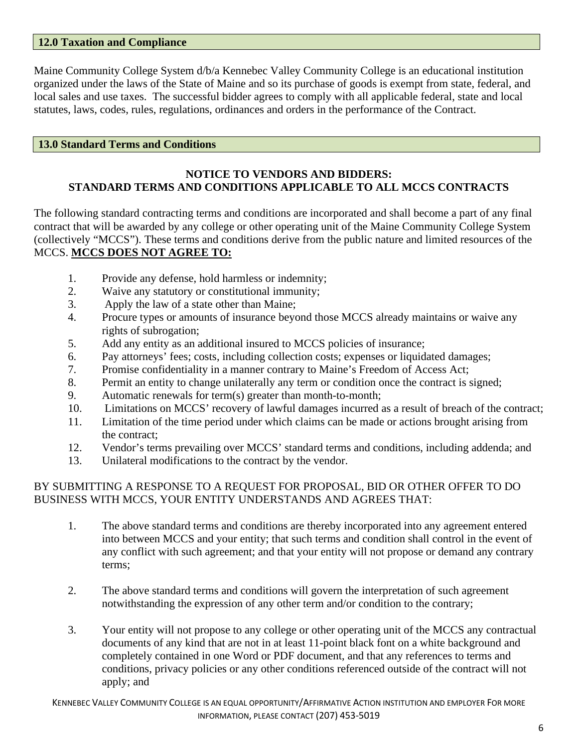## 12.0 Taxation and Compliance

Maine Community College System d/b/a Kennebec Valley Community College is an educational institution organized under the laws of the State of Maine and so its purchase of goods is exempt from state, federal, and local sales and use taxes. The successful bidder agrees to comply with all applicable federal, state and local statutes, laws, codes, rules, regulations, ordinances and orders in the performance of the Contract.

## 13.0 Standard Terms and Conditions

**NOTICE TO VENDORS AND BIDDERS:**
**STANDARD TERMS AND CONDITIONS APPLICABLE TO ALL MCCS CONTRACTS**

The following standard contracting terms and conditions are incorporated and shall become a part of any final contract that will be awarded by any college or other operating unit of the Maine Community College System (collectively "MCCS"). These terms and conditions derive from the public nature and limited resources of the MCCS. **MCCS DOES NOT AGREE TO:**

1. Provide any defense, hold harmless or indemnity;
2. Waive any statutory or constitutional immunity;
3. Apply the law of a state other than Maine;
4. Procure types or amounts of insurance beyond those MCCS already maintains or waive any rights of subrogation;
5. Add any entity as an additional insured to MCCS policies of insurance;
6. Pay attorneys' fees; costs, including collection costs; expenses or liquidated damages;
7. Promise confidentiality in a manner contrary to Maine's Freedom of Access Act;
8. Permit an entity to change unilaterally any term or condition once the contract is signed;
9. Automatic renewals for term(s) greater than month-to-month;
10. Limitations on MCCS' recovery of lawful damages incurred as a result of breach of the contract;
11. Limitation of the time period under which claims can be made or actions brought arising from the contract;
12. Vendor's terms prevailing over MCCS' standard terms and conditions, including addenda; and
13. Unilateral modifications to the contract by the vendor.

BY SUBMITTING A RESPONSE TO A REQUEST FOR PROPOSAL, BID OR OTHER OFFER TO DO BUSINESS WITH MCCS, YOUR ENTITY UNDERSTANDS AND AGREES THAT:

1. The above standard terms and conditions are thereby incorporated into any agreement entered into between MCCS and your entity; that such terms and condition shall control in the event of any conflict with such agreement; and that your entity will not propose or demand any contrary terms;

2. The above standard terms and conditions will govern the interpretation of such agreement notwithstanding the expression of any other term and/or condition to the contrary;

3. Your entity will not propose to any college or other operating unit of the MCCS any contractual documents of any kind that are not in at least 11-point black font on a white background and completely contained in one Word or PDF document, and that any references to terms and conditions, privacy policies or any other conditions referenced outside of the contract will not apply; and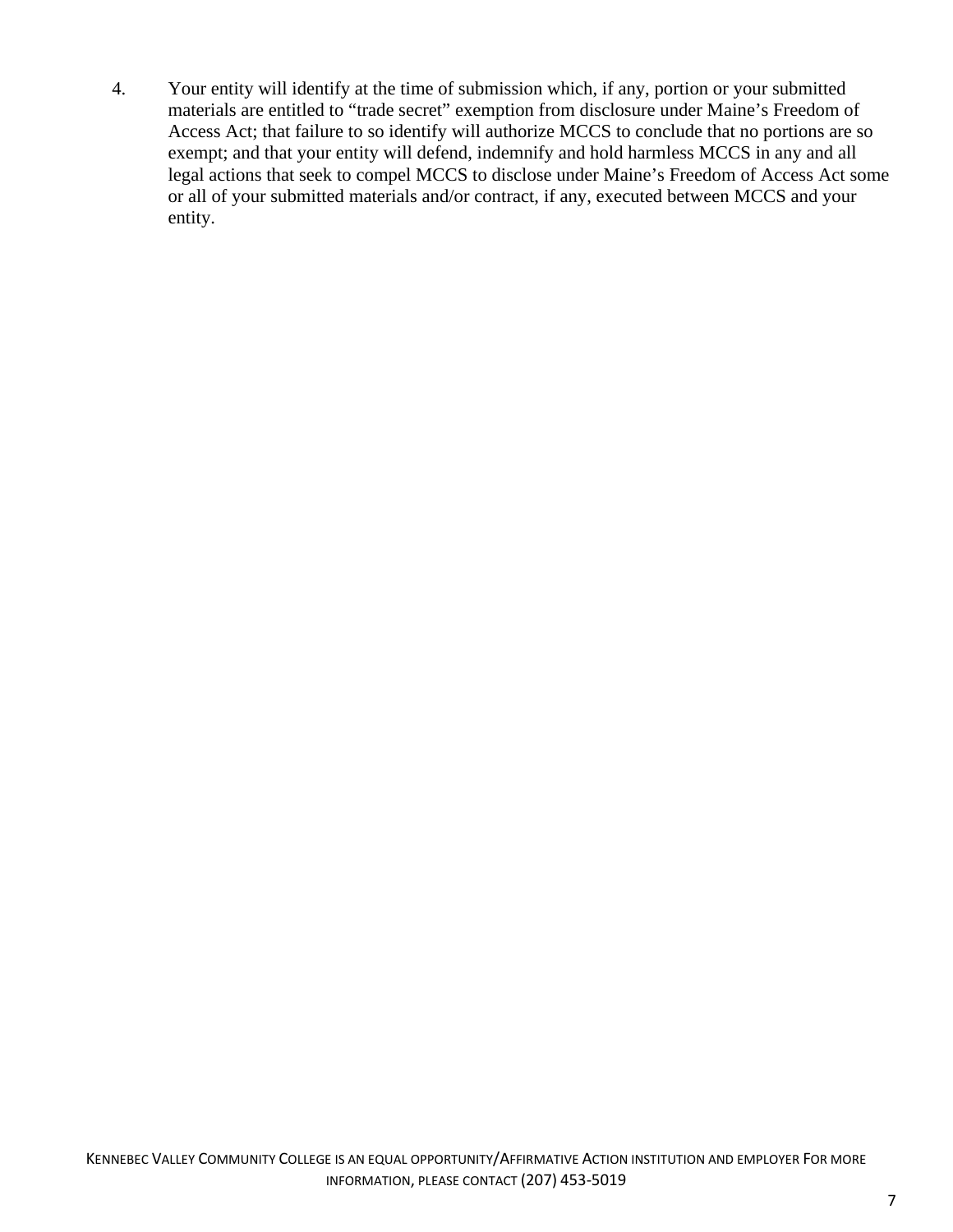4. Your entity will identify at the time of submission which, if any, portion or your submitted materials are entitled to “trade secret” exemption from disclosure under Maine’s Freedom of Access Act; that failure to so identify will authorize MCCS to conclude that no portions are so exempt; and that your entity will defend, indemnify and hold harmless MCCS in any and all legal actions that seek to compel MCCS to disclose under Maine’s Freedom of Access Act some or all of your submitted materials and/or contract, if any, executed between MCCS and your entity.